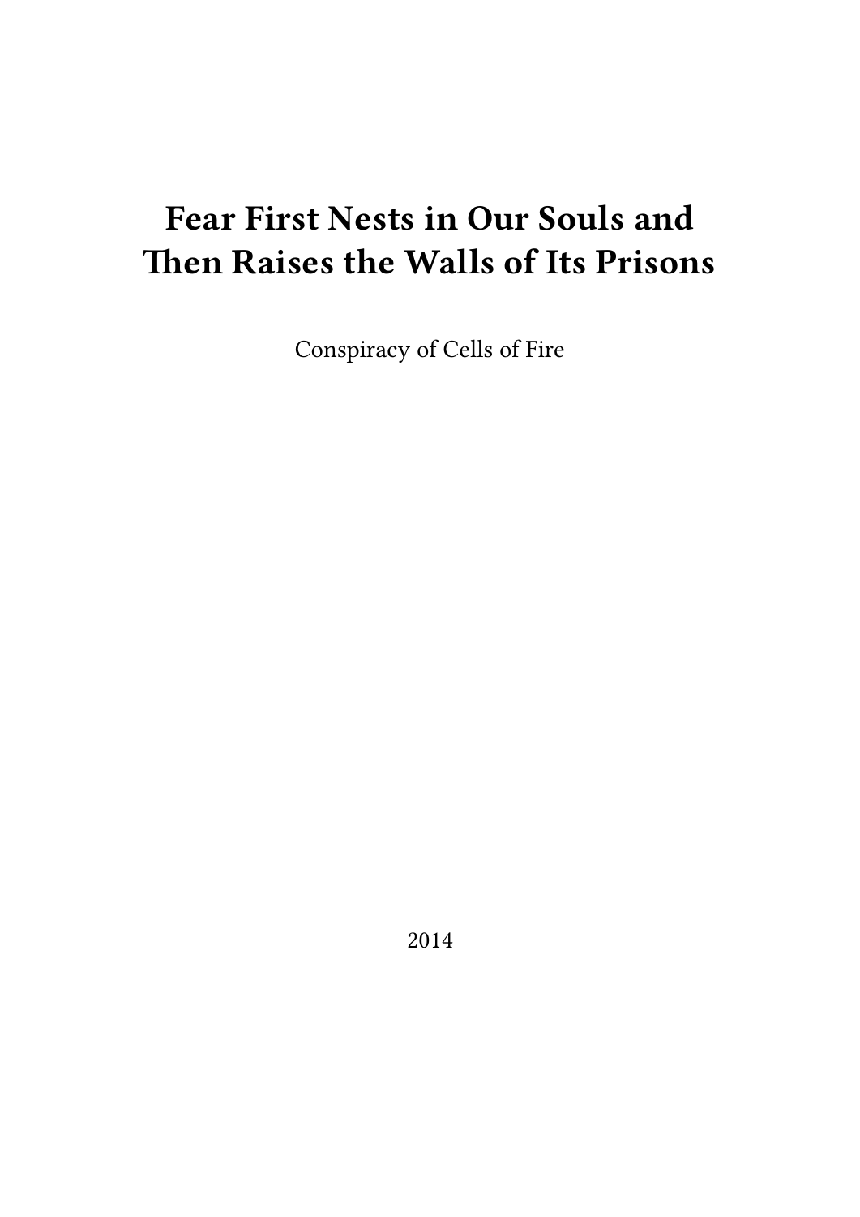# Fear First Nests in Our Souls and Then Raises the Walls of Its Prisons

Conspiracy of Cells of Fire

2014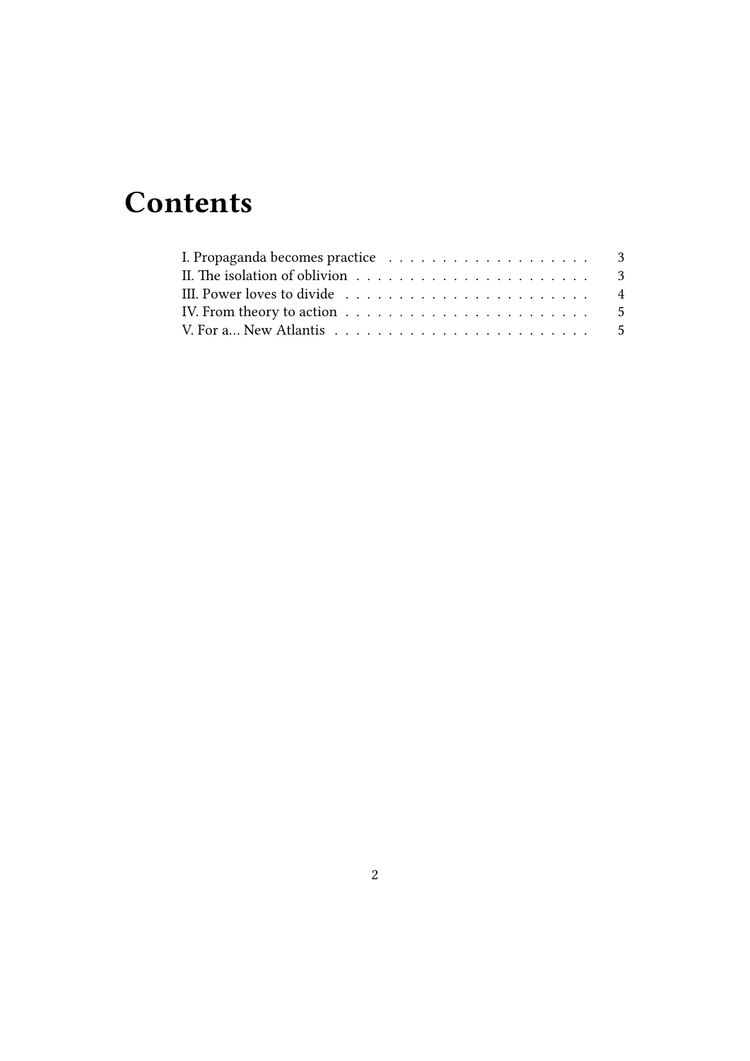# Contents

- I. Propaganda becomes practice . . . . . . . . . . . . . . . . . . . . 3
- II. The isolation of oblivion . . . . . . . . . . . . . . . . . . . . . . 3
- III. Power loves to divide . . . . . . . . . . . . . . . . . . . . . . . 4
- IV. From theory to action . . . . . . . . . . . . . . . . . . . . . . . 5
- V. For a… New Atlantis . . . . . . . . . . . . . . . . . . . . . . . . 5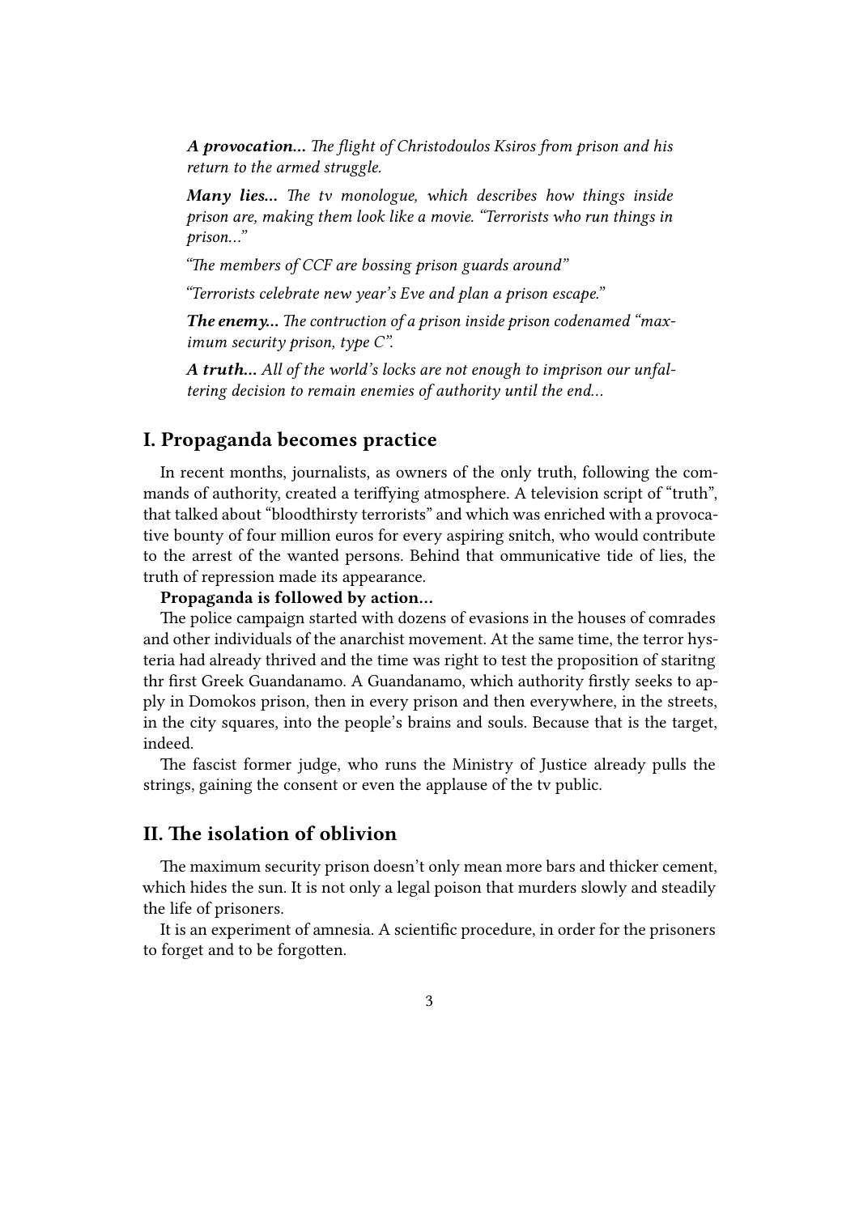***A provocation...*** *The flight of Christodoulos Ksiros from prison and his return to the armed struggle.*

***Many lies...*** *The tv monologue, which describes how things inside prison are, making them look like a movie. "Terrorists who run things in prison..."*

*"The members of CCF are bossing prison guards around"*

*"Terrorists celebrate new year's Eve and plan a prison escape."*

***The enemy...*** *The contruction of a prison inside prison codenamed "maximum security prison, type C".*

***A truth...*** *All of the world's locks are not enough to imprison our unfaltering decision to remain enemies of authority until the end...*

## I. Propaganda becomes practice

In recent months, journalists, as owners of the only truth, following the commands of authority, created a teriffying atmosphere. A television script of "truth", that talked about "bloodthirsty terrorists" and which was enriched with a provocative bounty of four million euros for every aspiring snitch, who would contribute to the arrest of the wanted persons. Behind that ommunicative tide of lies, the truth of repression made its appearance.

**Propaganda is followed by action...**

The police campaign started with dozens of evasions in the houses of comrades and other individuals of the anarchist movement. At the same time, the terror hysteria had already thrived and the time was right to test the proposition of staritng thr first Greek Guandanamo. A Guandanamo, which authority firstly seeks to apply in Domokos prison, then in every prison and then everywhere, in the streets, in the city squares, into the people's brains and souls. Because that is the target, indeed.

The fascist former judge, who runs the Ministry of Justice already pulls the strings, gaining the consent or even the applause of the tv public.

## II. The isolation of oblivion

The maximum security prison doesn't only mean more bars and thicker cement, which hides the sun. It is not only a legal poison that murders slowly and steadily the life of prisoners.

It is an experiment of amnesia. A scientific procedure, in order for the prisoners to forget and to be forgotten.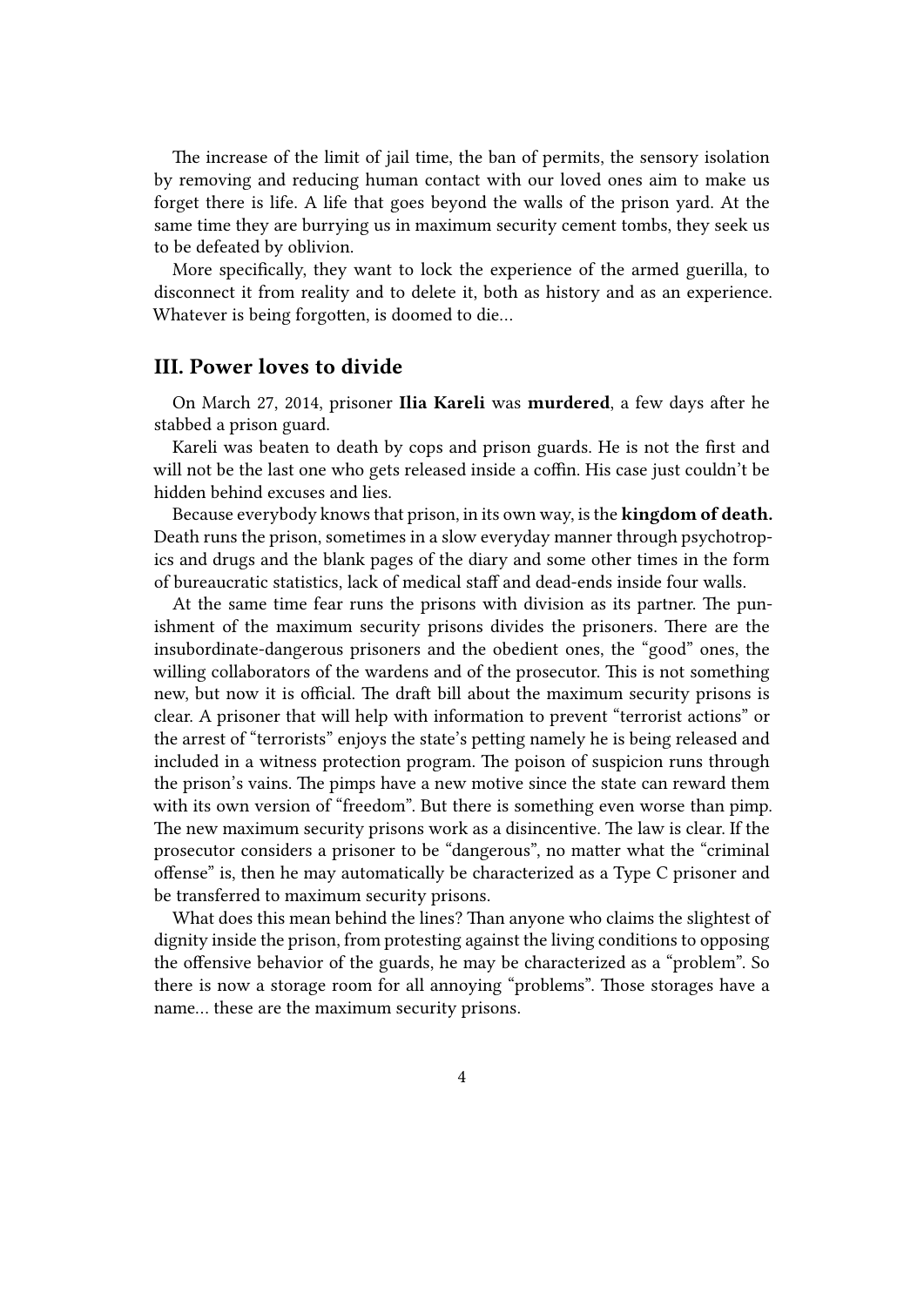The increase of the limit of jail time, the ban of permits, the sensory isolation by removing and reducing human contact with our loved ones aim to make us forget there is life. A life that goes beyond the walls of the prison yard. At the same time they are burrying us in maximum security cement tombs, they seek us to be defeated by oblivion.

More specifically, they want to lock the experience of the armed guerilla, to disconnect it from reality and to delete it, both as history and as an experience. Whatever is being forgotten, is doomed to die…

## III. Power loves to divide

On March 27, 2014, prisoner **Ilia Kareli** was **murdered**, a few days after he stabbed a prison guard.

Kareli was beaten to death by cops and prison guards. He is not the first and will not be the last one who gets released inside a coffin. His case just couldn't be hidden behind excuses and lies.

Because everybody knows that prison, in its own way, is the **kingdom of death.** Death runs the prison, sometimes in a slow everyday manner through psychotropics and drugs and the blank pages of the diary and some other times in the form of bureaucratic statistics, lack of medical staff and dead-ends inside four walls.

At the same time fear runs the prisons with division as its partner. The punishment of the maximum security prisons divides the prisoners. There are the insubordinate-dangerous prisoners and the obedient ones, the "good" ones, the willing collaborators of the wardens and of the prosecutor. This is not something new, but now it is official. The draft bill about the maximum security prisons is clear. A prisoner that will help with information to prevent "terrorist actions" or the arrest of "terrorists" enjoys the state's petting namely he is being released and included in a witness protection program. The poison of suspicion runs through the prison's vains. The pimps have a new motive since the state can reward them with its own version of "freedom". But there is something even worse than pimp. The new maximum security prisons work as a disincentive. The law is clear. If the prosecutor considers a prisoner to be "dangerous", no matter what the "criminal offense" is, then he may automatically be characterized as a Type C prisoner and be transferred to maximum security prisons.

What does this mean behind the lines? Than anyone who claims the slightest of dignity inside the prison, from protesting against the living conditions to opposing the offensive behavior of the guards, he may be characterized as a "problem". So there is now a storage room for all annoying "problems". Those storages have a name… these are the maximum security prisons.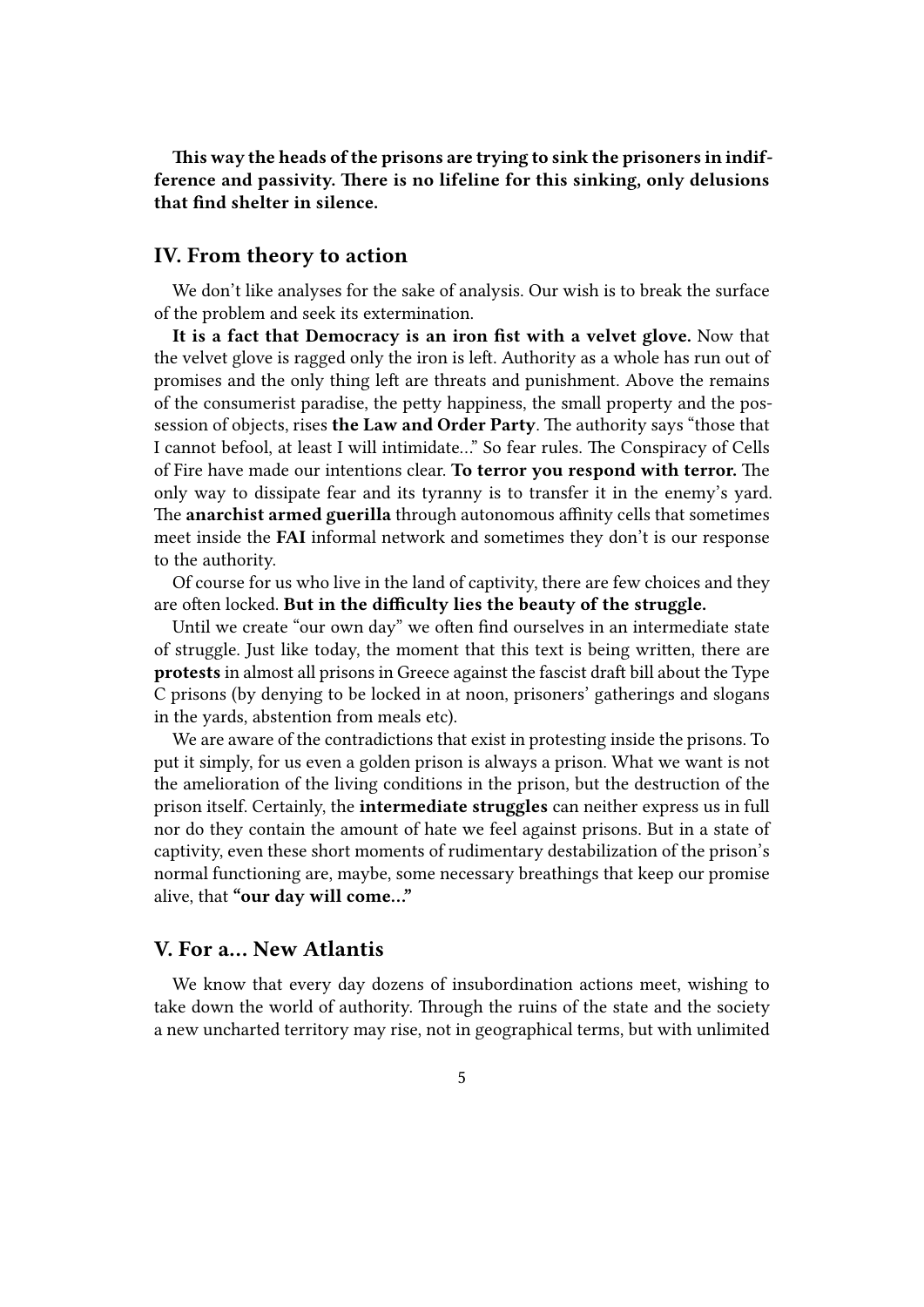**This way the heads of the prisons are trying to sink the prisoners in indifference and passivity. There is no lifeline for this sinking, only delusions that find shelter in silence.**

## IV. From theory to action

We don't like analyses for the sake of analysis. Our wish is to break the surface of the problem and seek its extermination.

**It is a fact that Democracy is an iron fist with a velvet glove.** Now that the velvet glove is ragged only the iron is left. Authority as a whole has run out of promises and the only thing left are threats and punishment. Above the remains of the consumerist paradise, the petty happiness, the small property and the possession of objects, rises **the Law and Order Party**. The authority says "those that I cannot befool, at least I will intimidate…" So fear rules. The Conspiracy of Cells of Fire have made our intentions clear. **To terror you respond with terror.** The only way to dissipate fear and its tyranny is to transfer it in the enemy's yard. The **anarchist armed guerilla** through autonomous affinity cells that sometimes meet inside the **FAI** informal network and sometimes they don't is our response to the authority.

Of course for us who live in the land of captivity, there are few choices and they are often locked. **But in the difficulty lies the beauty of the struggle.**

Until we create "our own day" we often find ourselves in an intermediate state of struggle. Just like today, the moment that this text is being written, there are **protests** in almost all prisons in Greece against the fascist draft bill about the Type C prisons (by denying to be locked in at noon, prisoners' gatherings and slogans in the yards, abstention from meals etc).

We are aware of the contradictions that exist in protesting inside the prisons. To put it simply, for us even a golden prison is always a prison. What we want is not the amelioration of the living conditions in the prison, but the destruction of the prison itself. Certainly, the **intermediate struggles** can neither express us in full nor do they contain the amount of hate we feel against prisons. But in a state of captivity, even these short moments of rudimentary destabilization of the prison's normal functioning are, maybe, some necessary breathings that keep our promise alive, that **"our day will come…"**

## V. For a… New Atlantis

We know that every day dozens of insubordination actions meet, wishing to take down the world of authority. Through the ruins of the state and the society a new uncharted territory may rise, not in geographical terms, but with unlimited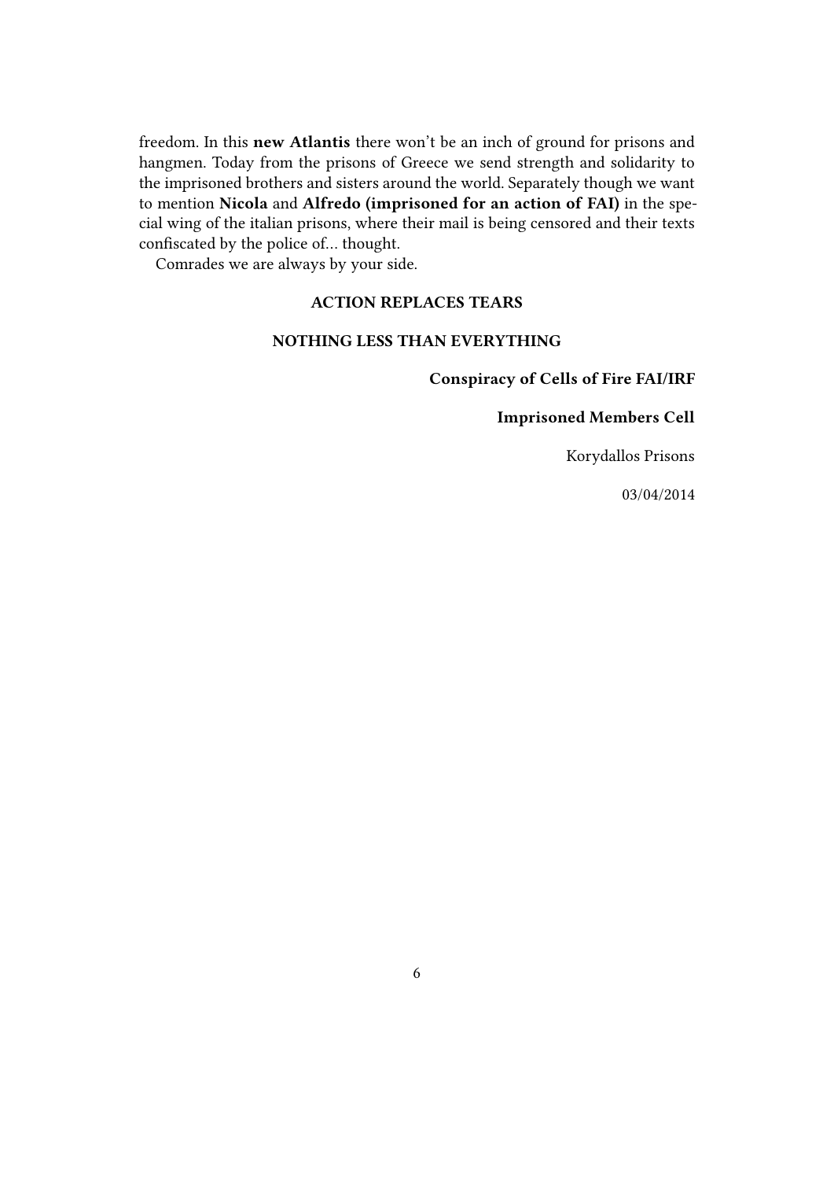freedom. In this **new Atlantis** there won't be an inch of ground for prisons and hangmen. Today from the prisons of Greece we send strength and solidarity to the imprisoned brothers and sisters around the world. Separately though we want to mention **Nicola** and **Alfredo (imprisoned for an action of FAI)** in the special wing of the italian prisons, where their mail is being censored and their texts confiscated by the police of… thought.

Comrades we are always by your side.

**ACTION REPLACES TEARS**

**NOTHING LESS THAN EVERYTHING**

**Conspiracy of Cells of Fire FAI/IRF**

**Imprisoned Members Cell**

Korydallos Prisons

03/04/2014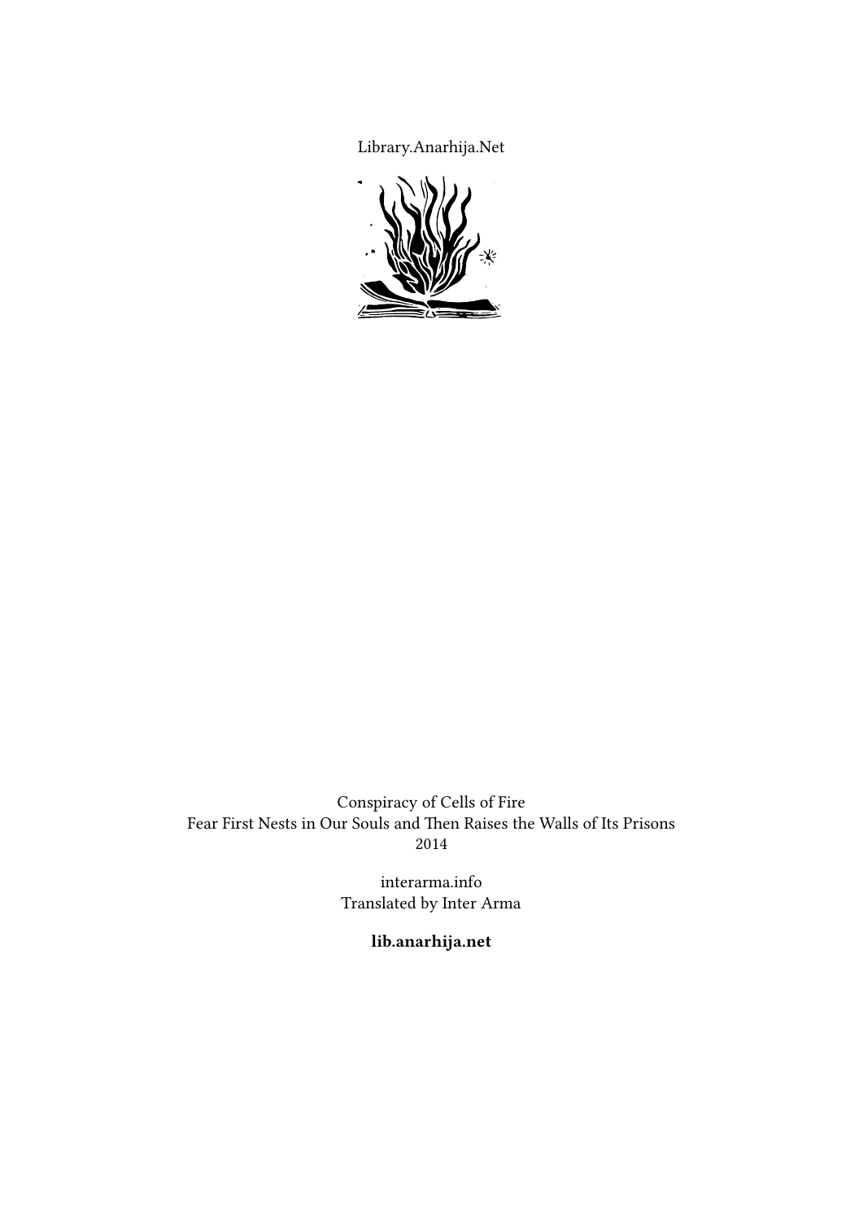Library.Anarhija.Net

Conspiracy of Cells of Fire
Fear First Nests in Our Souls and Then Raises the Walls of Its Prisons
2014

interarma.info
Translated by Inter Arma

**lib.anarhija.net**